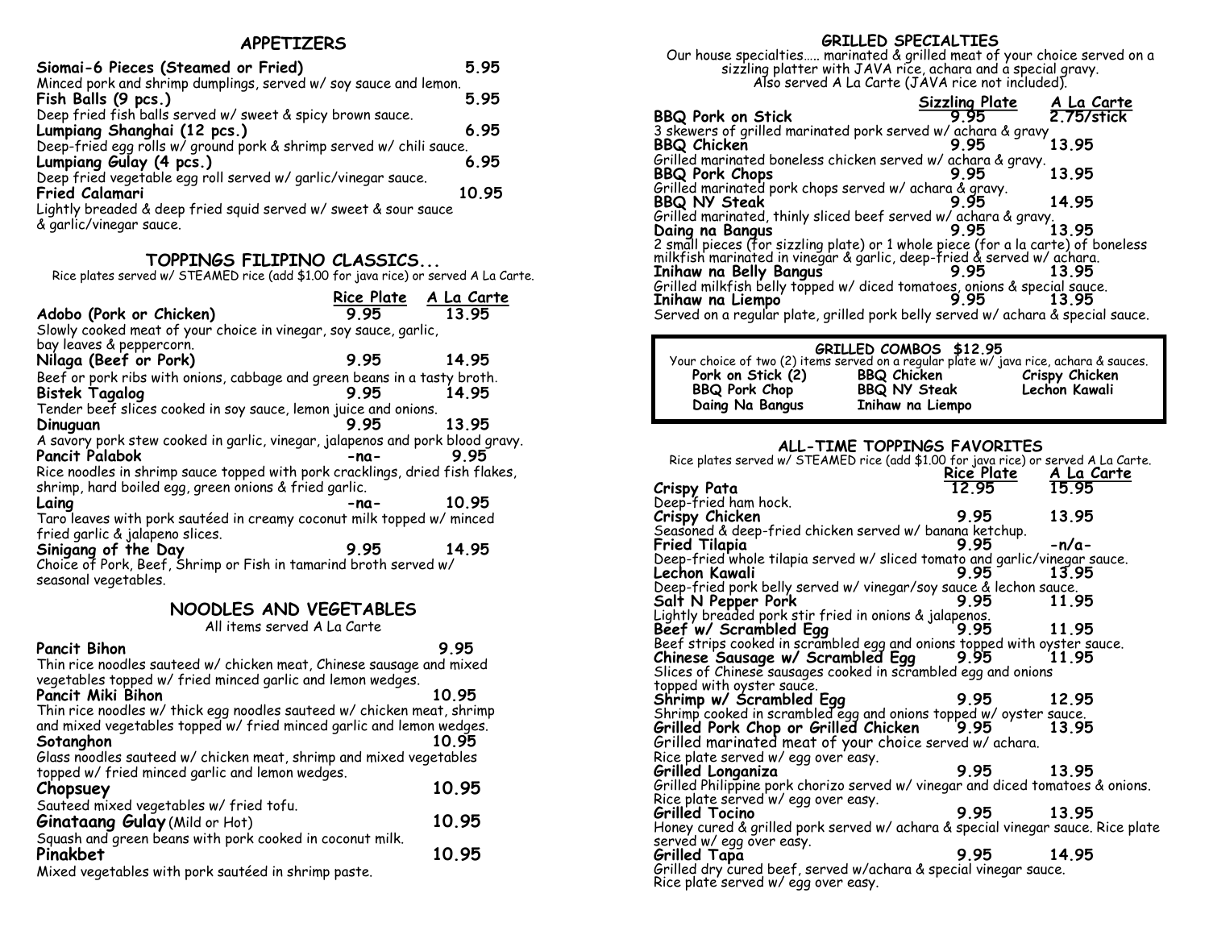## APPETIZERS

| Item | Price |
|---|---|
| **Siomai-6 Pieces (Steamed or Fried)** | 5.95 |
| Minced pork and shrimp dumplings, served w/ soy sauce and lemon. | |
| **Fish Balls (9 pcs.)** | 5.95 |
| Deep fried fish balls served w/ sweet & spicy brown sauce. | |
| **Lumpiang Shanghai (12 pcs.)** | 6.95 |
| Deep-fried egg rolls w/ ground pork & shrimp served w/ chili sauce. | |
| **Lumpiang Gulay (4 pcs.)** | 6.95 |
| Deep fried vegetable egg roll served w/ garlic/vinegar sauce. | |
| **Fried Calamari** | 10.95 |
| Lightly breaded & deep fried squid served w/ sweet & sour sauce & garlic/vinegar sauce. | |

## TOPPINGS FILIPINO CLASSICS...

Rice plates served w/ STEAMED rice (add $1.00 for java rice) or served A La Carte.

| Item | Rice Plate | A La Carte |
|---|---|---|
| **Adobo (Pork or Chicken)** | 9.95 | 13.95 |
| Slowly cooked meat of your choice in vinegar, soy sauce, garlic, bay leaves & peppercorn. | | |
| **Nilaga (Beef or Pork)** | 9.95 | 14.95 |
| Beef or pork ribs with onions, cabbage and green beans in a tasty broth. | | |
| **Bistek Tagalog** | 9.95 | 14.95 |
| Tender beef slices cooked in soy sauce, lemon juice and onions. | | |
| **Dinuguan** | 9.95 | 13.95 |
| A savory pork stew cooked in garlic, vinegar, jalapenos and pork blood gravy. | | |
| **Pancit Palabok** | -na- | 9.95 |
| Rice noodles in shrimp sauce topped with pork cracklings, dried fish flakes, shrimp, hard boiled egg, green onions & fried garlic. | | |
| **Laing** | -na- | 10.95 |
| Taro leaves with pork sautéed in creamy coconut milk topped w/ minced fried garlic & jalapeno slices. | | |
| **Sinigang of the Day** | 9.95 | 14.95 |
| Choice of Pork, Beef, Shrimp or Fish in tamarind broth served w/ seasonal vegetables. | | |

## NOODLES AND VEGETABLES

All items served A La Carte

| Item | Price |
|---|---|
| **Pancit Bihon** | 9.95 |
| Thin rice noodles sauteed w/ chicken meat, Chinese sausage and mixed vegetables topped w/ fried minced garlic and lemon wedges. | |
| **Pancit Miki Bihon** | 10.95 |
| Thin rice noodles w/ thick egg noodles sauteed w/ chicken meat, shrimp and mixed vegetables topped w/ fried minced garlic and lemon wedges. | |
| **Sotanghon** | 10.95 |
| Glass noodles sauteed w/ chicken meat, shrimp and mixed vegetables topped w/ fried minced garlic and lemon wedges. | |
| **Chopsuey** | 10.95 |
| Sauteed mixed vegetables w/ fried tofu. | |
| **Ginataang Gulay** (Mild or Hot) | 10.95 |
| Squash and green beans with pork cooked in coconut milk. | |
| **Pinakbet** | 10.95 |
| Mixed vegetables with pork sautéed in shrimp paste. | |

## GRILLED SPECIALTIES

Our house specialties..... marinated & grilled meat of your choice served on a sizzling platter with JAVA rice, achara and a special gravy. Also served A La Carte (JAVA rice not included).

| Item | Sizzling Plate | A La Carte |
|---|---|---|
| **BBQ Pork on Stick** | 9.95 | 2.75/stick |
| 3 skewers of grilled marinated pork served w/ achara & gravy | | |
| **BBQ Chicken** | 9.95 | 13.95 |
| Grilled marinated boneless chicken served w/ achara & gravy. | | |
| **BBQ Pork Chops** | 9.95 | 13.95 |
| Grilled marinated pork chops served w/ achara & gravy. | | |
| **BBQ NY Steak** | 9.95 | 14.95 |
| Grilled marinated, thinly sliced beef served w/ achara & gravy. | | |
| **Daing na Bangus** | 9.95 | 13.95 |
| 2 small pieces (for sizzling plate) or 1 whole piece (for a la carte) of boneless milkfish marinated in vinegar & garlic, deep-fried & served w/ achara. | | |
| **Inihaw na Belly Bangus** | 9.95 | 13.95 |
| Grilled milkfish belly topped w/ diced tomatoes, onions & special sauce. | | |
| **Inihaw na Liempo** | 9.95 | 13.95 |
| Served on a regular plate, grilled pork belly served w/ achara & special sauce. | | |

### GRILLED COMBOS $12.95

Your choice of two (2) items served on a regular plate w/ java rice, achara & sauces.

| | | |
|---|---|---|
| Pork on Stick (2) | BBQ Chicken | Crispy Chicken |
| BBQ Pork Chop | BBQ NY Steak | Lechon Kawali |
| Daing Na Bangus | Inihaw na Liempo | |

## ALL-TIME TOPPINGS FAVORITES

Rice plates served w/ STEAMED rice (add $1.00 for java rice) or served A La Carte.

| Item | Rice Plate | A La Carte |
|---|---|---|
| **Crispy Pata** | 12.95 | 15.95 |
| Deep-fried ham hock. | | |
| **Crispy Chicken** | 9.95 | 13.95 |
| Seasoned & deep-fried chicken served w/ banana ketchup. | | |
| **Fried Tilapia** | 9.95 | -n/a- |
| Deep-fried whole tilapia served w/ sliced tomato and garlic/vinegar sauce. | | |
| **Lechon Kawali** | 9.95 | 13.95 |
| Deep-fried pork belly served w/ vinegar/soy sauce & lechon sauce. | | |
| **Salt N Pepper Pork** | 9.95 | 11.95 |
| Lightly breaded pork stir fried in onions & jalapenos. | | |
| **Beef w/ Scrambled Egg** | 9.95 | 11.95 |
| Beef strips cooked in scrambled egg and onions topped with oyster sauce. | | |
| **Chinese Sausage w/ Scrambled Egg** | 9.95 | 11.95 |
| Slices of Chinese sausages cooked in scrambled egg and onions topped with oyster sauce. | | |
| **Shrimp w/ Scrambled Egg** | 9.95 | 12.95 |
| Shrimp cooked in scrambled egg and onions topped w/ oyster sauce. | | |
| **Grilled Pork Chop or Grilled Chicken** | 9.95 | 13.95 |
| Grilled marinated meat of your choice served w/ achara. Rice plate served w/ egg over easy. | | |
| **Grilled Longaniza** | 9.95 | 13.95 |
| Grilled Philippine pork chorizo served w/ vinegar and diced tomatoes & onions. Rice plate served w/ egg over easy. | | |
| **Grilled Tocino** | 9.95 | 13.95 |
| Honey cured & grilled pork served w/ achara & special vinegar sauce. Rice plate served w/ egg over easy. | | |
| **Grilled Tapa** | 9.95 | 14.95 |
| Grilled dry cured beef, served w/achara & special vinegar sauce. Rice plate served w/ egg over easy. | | |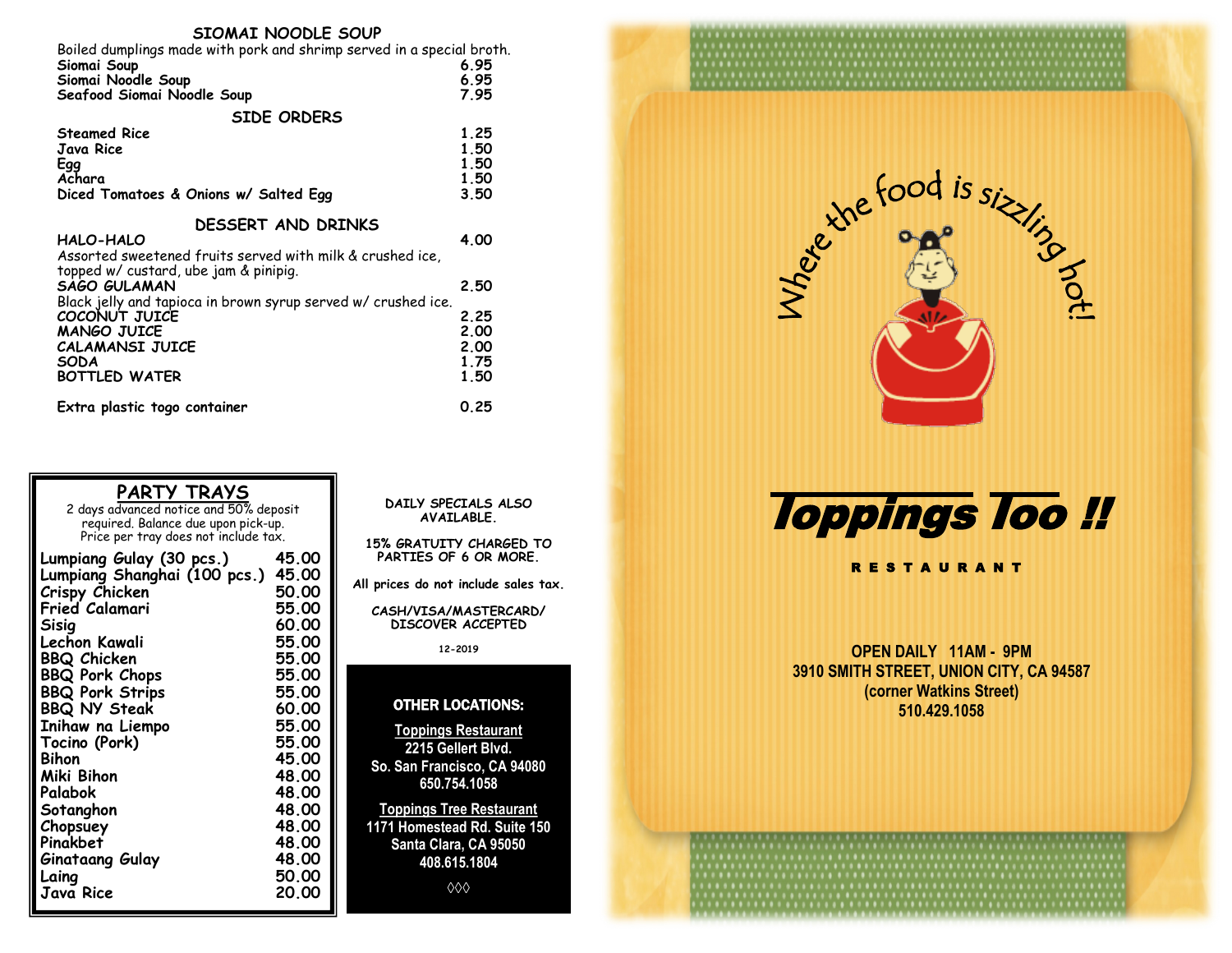## SIOMAI NOODLE SOUP

Boiled dumplings made with pork and shrimp served in a special broth.

| | |
|---|---|
| Siomai Soup | 6.95 |
| Siomai Noodle Soup | 6.95 |
| Seafood Siomai Noodle Soup | 7.95 |

## SIDE ORDERS

| | |
|---|---|
| Steamed Rice | 1.25 |
| Java Rice | 1.50 |
| Egg | 1.50 |
| Achara | 1.50 |
| Diced Tomatoes & Onions w/ Salted Egg | 3.50 |

## DESSERT AND DRINKS

**HALO-HALO** 4.00

Assorted sweetened fruits served with milk & crushed ice, topped w/ custard, ube jam & pinipig.

***SAGO GULAMAN*** 2.50

Black jelly and tapioca in brown syrup served w/ crushed ice.

| | |
|---|---|
| *COCONUT JUICE* | 2.25 |
| *MANGO JUICE* | 2.00 |
| *CALAMANSI JUICE* | 2.00 |
| *SODA* | 1.75 |
| BOTTLED WATER | 1.50 |

Extra plastic togo container 0.25

## PARTY TRAYS

2 days advanced notice and 50% deposit required. Balance due upon pick-up. Price per tray does not include tax.

| | |
|---|---|
| Lumpiang Gulay (30 pcs.) | 45.00 |
| Lumpiang Shanghai (100 pcs.) | 45.00 |
| Crispy Chicken | 50.00 |
| Fried Calamari | 55.00 |
| Sisig | 60.00 |
| Lechon Kawali | 55.00 |
| BBQ Chicken | 55.00 |
| BBQ Pork Chops | 55.00 |
| BBQ Pork Strips | 55.00 |
| BBQ NY Steak | 60.00 |
| Inihaw na Liempo | 55.00 |
| Tocino (Pork) | 55.00 |
| Bihon | 45.00 |
| Miki Bihon | 48.00 |
| Palabok | 48.00 |
| Sotanghon | 48.00 |
| Chopsuey | 48.00 |
| Pinakbet | 48.00 |
| Ginataang Gulay | 48.00 |
| Laing | 50.00 |
| Java Rice | 20.00 |

DAILY SPECIALS ALSO AVAILABLE.

15% GRATUITY CHARGED TO PARTIES OF 6 OR MORE.

All prices do not include sales tax.

CASH/VISA/MASTERCARD/ DISCOVER ACCEPTED

12-2019

### OTHER LOCATIONS:

Toppings Restaurant
2215 Gellert Blvd.
So. San Francisco, CA 94080
650.754.1058

Toppings Tree Restaurant
1171 Homestead Rd. Suite 150
Santa Clara, CA 95050
408.615.1804

◊◊◊

Where the food is sizzling hot!

# *Toppings Too !!*

RESTAURANT

**OPEN DAILY 11AM - 9PM**
**3910 SMITH STREET, UNION CITY, CA 94587**
**(corner Watkins Street)**
**510.429.1058**